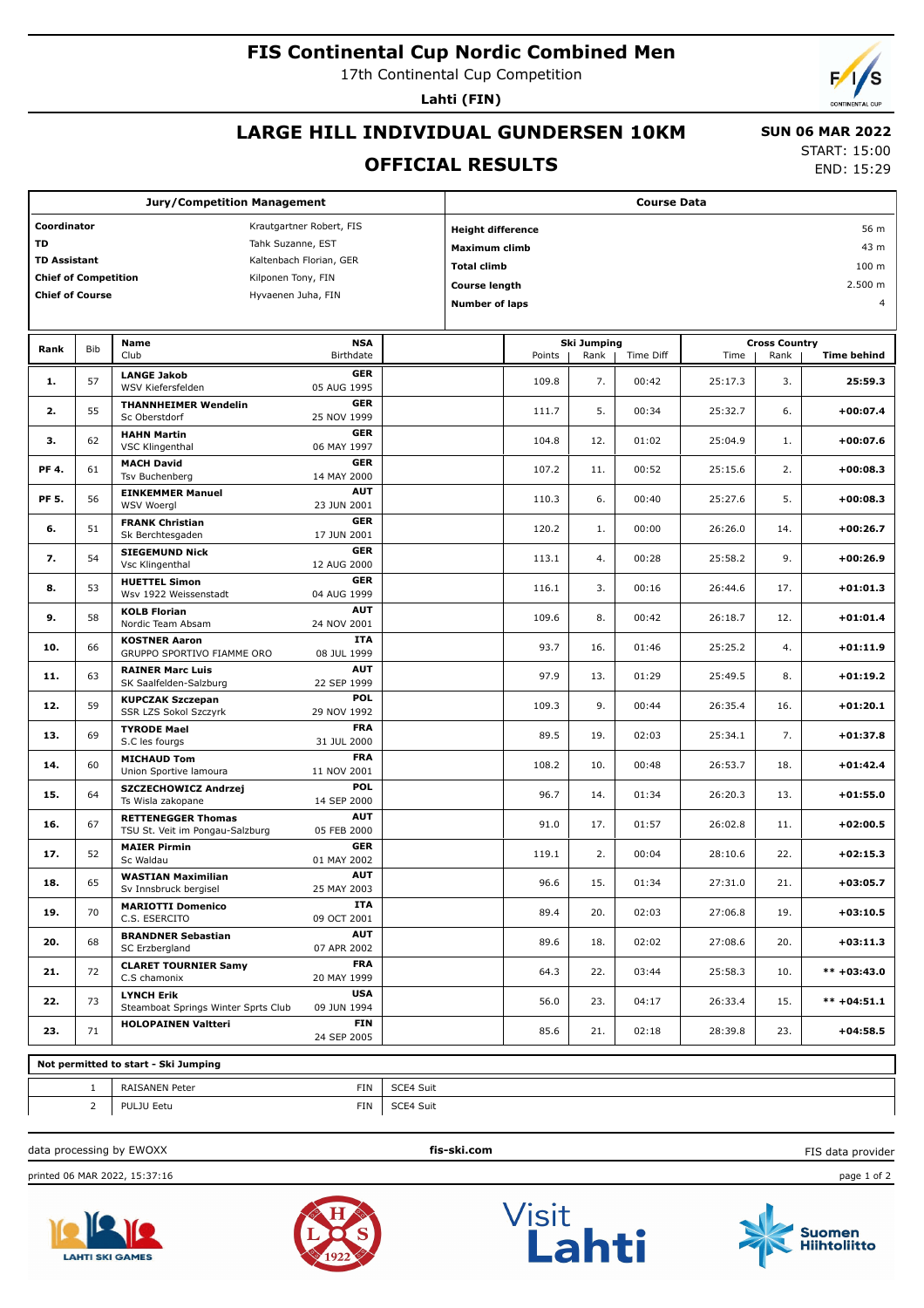# FIS Continental Cup Nordic Combined Men

17th Continental Cup Competition

**Lahti (FIN)**

## LARGE HILL INDIVIDUAL GUNDERSEN 10KM

## OFFICIAL RESULTS

**SUN 06 MAR 2022**
START: 15:00
END: 15:29

| Jury/Competition Management | |
|---|---|
| **Coordinator** | Krautgartner Robert, FIS |
| **TD** | Tahk Suzanne, EST |
| **TD Assistant** | Kaltenbach Florian, GER |
| **Chief of Competition** | Kilponen Tony, FIN |
| **Chief of Course** | Hyvaenen Juha, FIN |

| Course Data | |
|---|---|
| **Height difference** | 56 m |
| **Maximum climb** | 43 m |
| **Total climb** | 100 m |
| **Course length** | 2.500 m |
| **Number of laps** | 4 |

| Rank | Bib | Name / Club | NSA / Birthdate | Ski Jumping Points | Ski Jumping Rank | Ski Jumping Time Diff | Cross Country Time | Cross Country Rank | Time behind |
|---|---|---|---|---|---|---|---|---|---|
| **1.** | 57 | **LANGE Jakob** WSV Kiefersfelden | **GER** 05 AUG 1995 | 109.8 | 7. | 00:42 | 25:17.3 | 3. | **25:59.3** |
| **2.** | 55 | **THANNHEIMER Wendelin** Sc Oberstdorf | **GER** 25 NOV 1999 | 111.7 | 5. | 00:34 | 25:32.7 | 6. | **+00:07.4** |
| **3.** | 62 | **HAHN Martin** VSC Klingenthal | **GER** 06 MAY 1997 | 104.8 | 12. | 01:02 | 25:04.9 | 1. | **+00:07.6** |
| **PF 4.** | 61 | **MACH David** Tsv Buchenberg | **GER** 14 MAY 2000 | 107.2 | 11. | 00:52 | 25:15.6 | 2. | **+00:08.3** |
| **PF 5.** | 56 | **EINKEMMER Manuel** WSV Woergl | **AUT** 23 JUN 2001 | 110.3 | 6. | 00:40 | 25:27.6 | 5. | **+00:08.3** |
| **6.** | 51 | **FRANK Christian** Sk Berchtesgaden | **GER** 17 JUN 2001 | 120.2 | 1. | 00:00 | 26:26.0 | 14. | **+00:26.7** |
| **7.** | 54 | **SIEGEMUND Nick** Vsc Klingenthal | **GER** 12 AUG 2000 | 113.1 | 4. | 00:28 | 25:58.2 | 9. | **+00:26.9** |
| **8.** | 53 | **HUETTEL Simon** Wsv 1922 Weissenstadt | **GER** 04 AUG 1999 | 116.1 | 3. | 00:16 | 26:44.6 | 17. | **+01:01.3** |
| **9.** | 58 | **KOLB Florian** Nordic Team Absam | **AUT** 24 NOV 2001 | 109.6 | 8. | 00:42 | 26:18.7 | 12. | **+01:01.4** |
| **10.** | 66 | **KOSTNER Aaron** GRUPPO SPORTIVO FIAMME ORO | **ITA** 08 JUL 1999 | 93.7 | 16. | 01:46 | 25:25.2 | 4. | **+01:11.9** |
| **11.** | 63 | **RAINER Marc Luis** SK Saalfelden-Salzburg | **AUT** 22 SEP 1999 | 97.9 | 13. | 01:29 | 25:49.5 | 8. | **+01:19.2** |
| **12.** | 59 | **KUPCZAK Szczepan** SSR LZS Sokol Szczyrk | **POL** 29 NOV 1992 | 109.3 | 9. | 00:44 | 26:35.4 | 16. | **+01:20.1** |
| **13.** | 69 | **TYRODE Mael** S.C les fourgs | **FRA** 31 JUL 2000 | 89.5 | 19. | 02:03 | 25:34.1 | 7. | **+01:37.8** |
| **14.** | 60 | **MICHAUD Tom** Union Sportive lamoura | **FRA** 11 NOV 2001 | 108.2 | 10. | 00:48 | 26:53.7 | 18. | **+01:42.4** |
| **15.** | 64 | **SZCZECHOWICZ Andrzej** Ts Wisla zakopane | **POL** 14 SEP 2000 | 96.7 | 14. | 01:34 | 26:20.3 | 13. | **+01:55.0** |
| **16.** | 67 | **RETTENEGGER Thomas** TSU St. Veit im Pongau-Salzburg | **AUT** 05 FEB 2000 | 91.0 | 17. | 01:57 | 26:02.8 | 11. | **+02:00.5** |
| **17.** | 52 | **MAIER Pirmin** Sc Waldau | **GER** 01 MAY 2002 | 119.1 | 2. | 00:04 | 28:10.6 | 22. | **+02:15.3** |
| **18.** | 65 | **WASTIAN Maximilian** Sv Innsbruck bergisel | **AUT** 25 MAY 2003 | 96.6 | 15. | 01:34 | 27:31.0 | 21. | **+03:05.7** |
| **19.** | 70 | **MARIOTTI Domenico** C.S. ESERCITO | **ITA** 09 OCT 2001 | 89.4 | 20. | 02:03 | 27:06.8 | 19. | **+03:10.5** |
| **20.** | 68 | **BRANDNER Sebastian** SC Erzbergland | **AUT** 07 APR 2002 | 89.6 | 18. | 02:02 | 27:08.6 | 20. | **+03:11.3** |
| **21.** | 72 | **CLARET TOURNIER Samy** C.S chamonix | **FRA** 20 MAY 1999 | 64.3 | 22. | 03:44 | 25:58.3 | 10. | **** +03:43.0** |
| **22.** | 73 | **LYNCH Erik** Steamboat Springs Winter Sprts Club | **USA** 09 JUN 1994 | 56.0 | 23. | 04:17 | 26:33.4 | 15. | **** +04:51.1** |
| **23.** | 71 | **HOLOPAINEN Valtteri** | **FIN** 24 SEP 2005 | 85.6 | 21. | 02:18 | 28:39.8 | 23. | **+04:58.5** |

**Not permitted to start - Ski Jumping**

| Bib | Name | NSA | Reason |
|---|---|---|---|
| 1 | RAISANEN Peter | FIN | SCE4 Suit |
| 2 | PULJU Eetu | FIN | SCE4 Suit |

data processing by EWOXX | **fis-ski.com** | FIS data provider

printed 06 MAR 2022, 15:37:16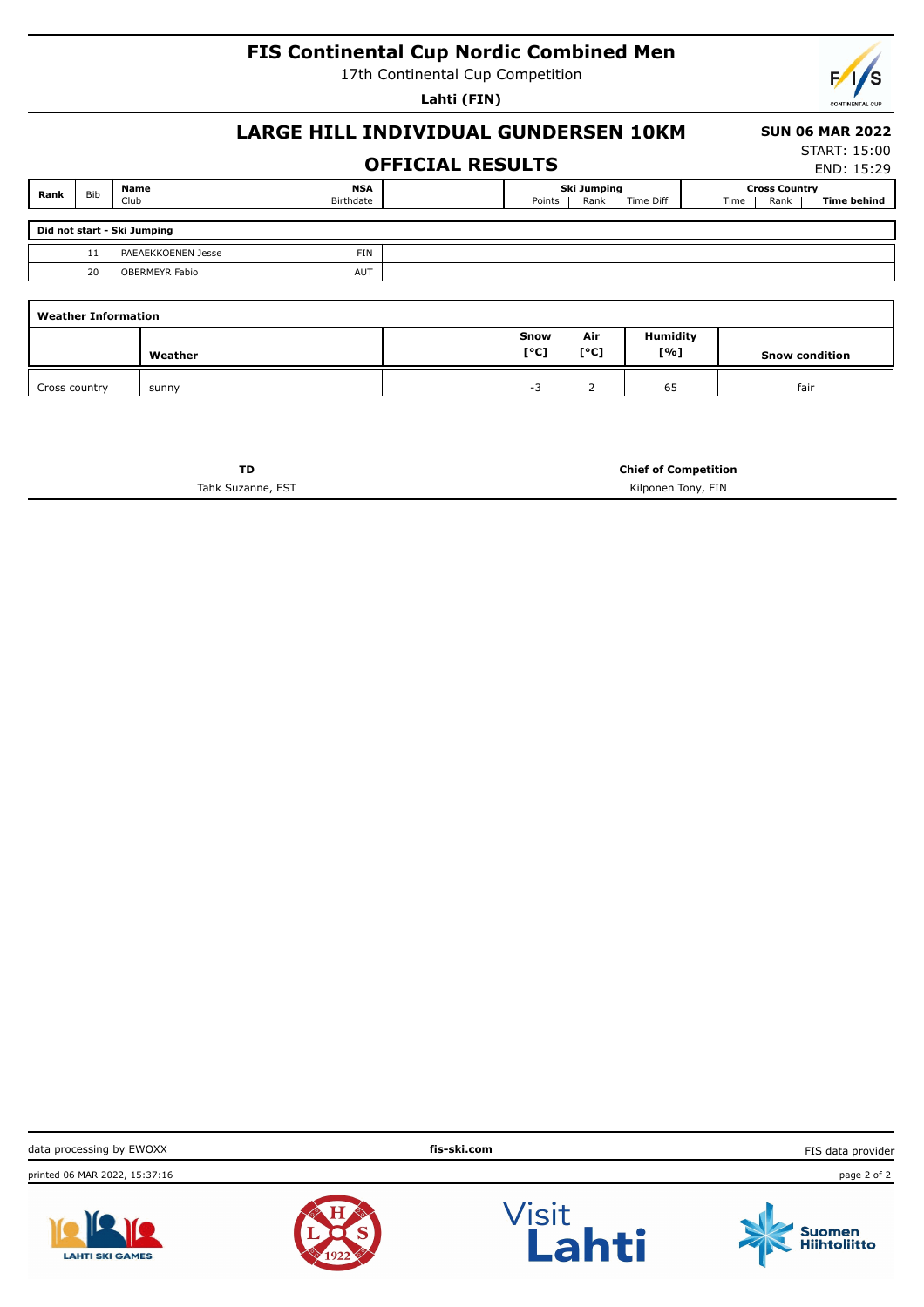# FIS Continental Cup Nordic Combined Men

17th Continental Cup Competition

**Lahti (FIN)**

## LARGE HILL INDIVIDUAL GUNDERSEN 10KM

**SUN 06 MAR 2022**

START: 15:00

END: 15:29

## OFFICIAL RESULTS

| Rank | Bib | Name / Club | NSA / Birthdate | Ski Jumping Points | Ski Jumping Rank | Ski Jumping Time Diff | Cross Country Time | Cross Country Rank | Time behind |
|---|---|---|---|---|---|---|---|---|---|
| **Did not start - Ski Jumping** | | | | | | | | | |
| | 11 | PAEAEKKOENEN Jesse | FIN | | | | | | |
| | 20 | OBERMEYR Fabio | AUT | | | | | | |

**Weather Information**

| | Weather | Snow [°C] | Air [°C] | Humidity [%] | Snow condition |
|---|---|---|---|---|---|
| Cross country | sunny | -3 | 2 | 65 | fair |

**TD**
Tahk Suzanne, EST

**Chief of Competition**
Kilponen Tony, FIN

data processing by EWOXX | **fis-ski.com** | FIS data provider

printed 06 MAR 2022, 15:37:16